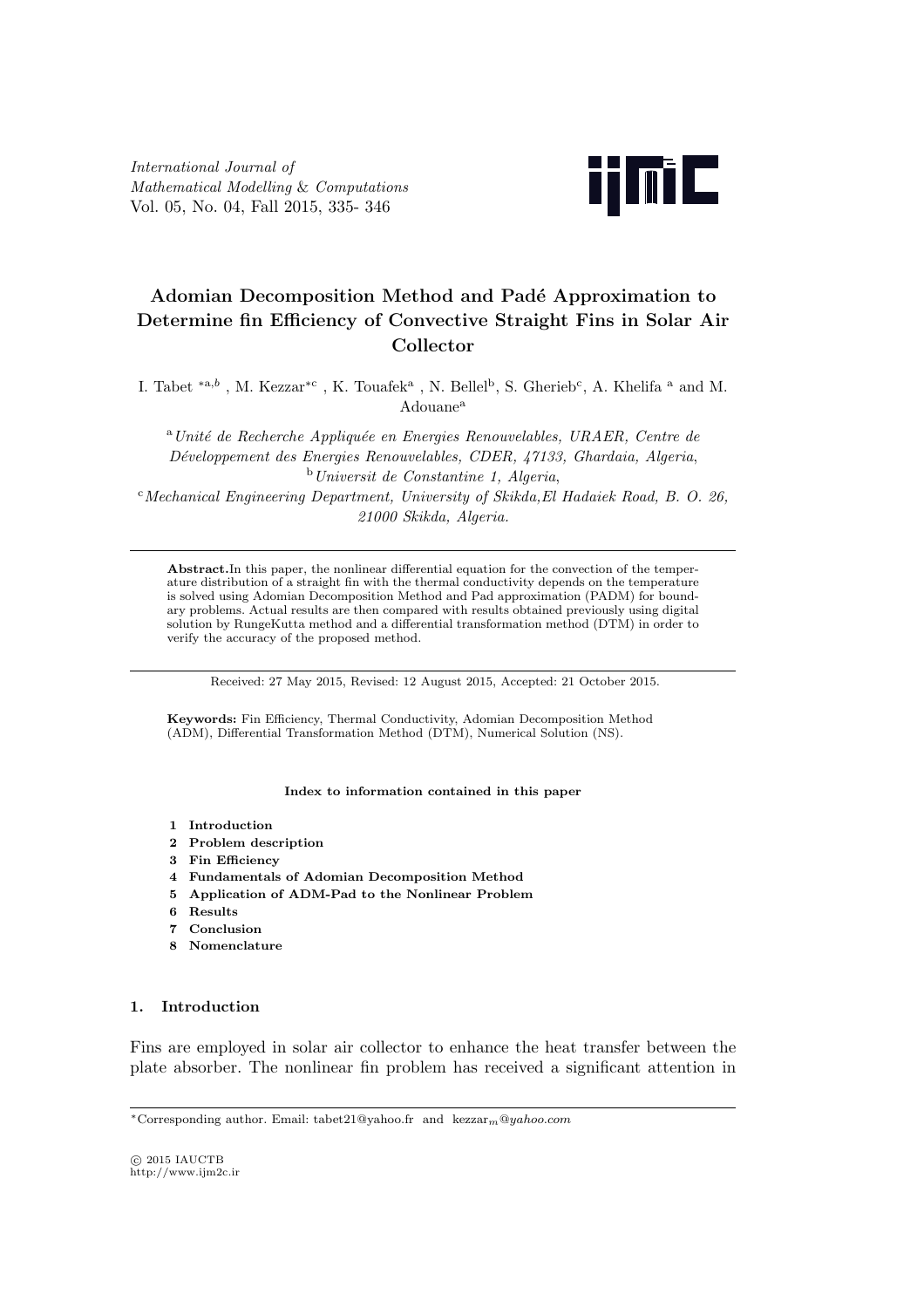# Adomian Decomposition Method and Padé Approximation to Determine fin Efficiency of Convective Straight Fins in Solar Air Collector

I. Tabet [*a,b], M. Kezzar[*c], K. Touafek[a], N. Bellel[b], S. Gherieb[c], A. Khelifa [a] and M. Adouane[a]

[a] *Unité de Recherche Appliquée en Energies Renouvelables, URAER, Centre de Développement des Energies Renouvelables, CDER, 47133, Ghardaia, Algeria,*
[b] *Universit de Constantine 1, Algeria,*
[c] *Mechanical Engineering Department, University of Skikda, El Hadaiek Road, B. O. 26, 21000 Skikda, Algeria.*

---

**Abstract.** In this paper, the nonlinear differential equation for the convection of the temperature distribution of a straight fin with the thermal conductivity depends on the temperature is solved using Adomian Decomposition Method and Pad approximation (PADM) for boundary problems. Actual results are then compared with results obtained previously using digital solution by RungeKutta method and a differential transformation method (DTM) in order to verify the accuracy of the proposed method.

---

Received: 27 May 2015, Revised: 12 August 2015, Accepted: 21 October 2015.

**Keywords:** Fin Efficiency, Thermal Conductivity, Adomian Decomposition Method (ADM), Differential Transformation Method (DTM), Numerical Solution (NS).

**Index to information contained in this paper**

1. **Introduction**
2. **Problem description**
3. **Fin Efficiency**
4. **Fundamentals of Adomian Decomposition Method**
5. **Application of ADM-Pad to the Nonlinear Problem**
6. **Results**
7. **Conclusion**
8. **Nomenclature**

## 1. Introduction

Fins are employed in solar air collector to enhance the heat transfer between the plate absorber. The nonlinear fin problem has received a significant attention in

---

*Corresponding author. Email: tabet21@yahoo.fr and kezzar$_m$@yahoo.com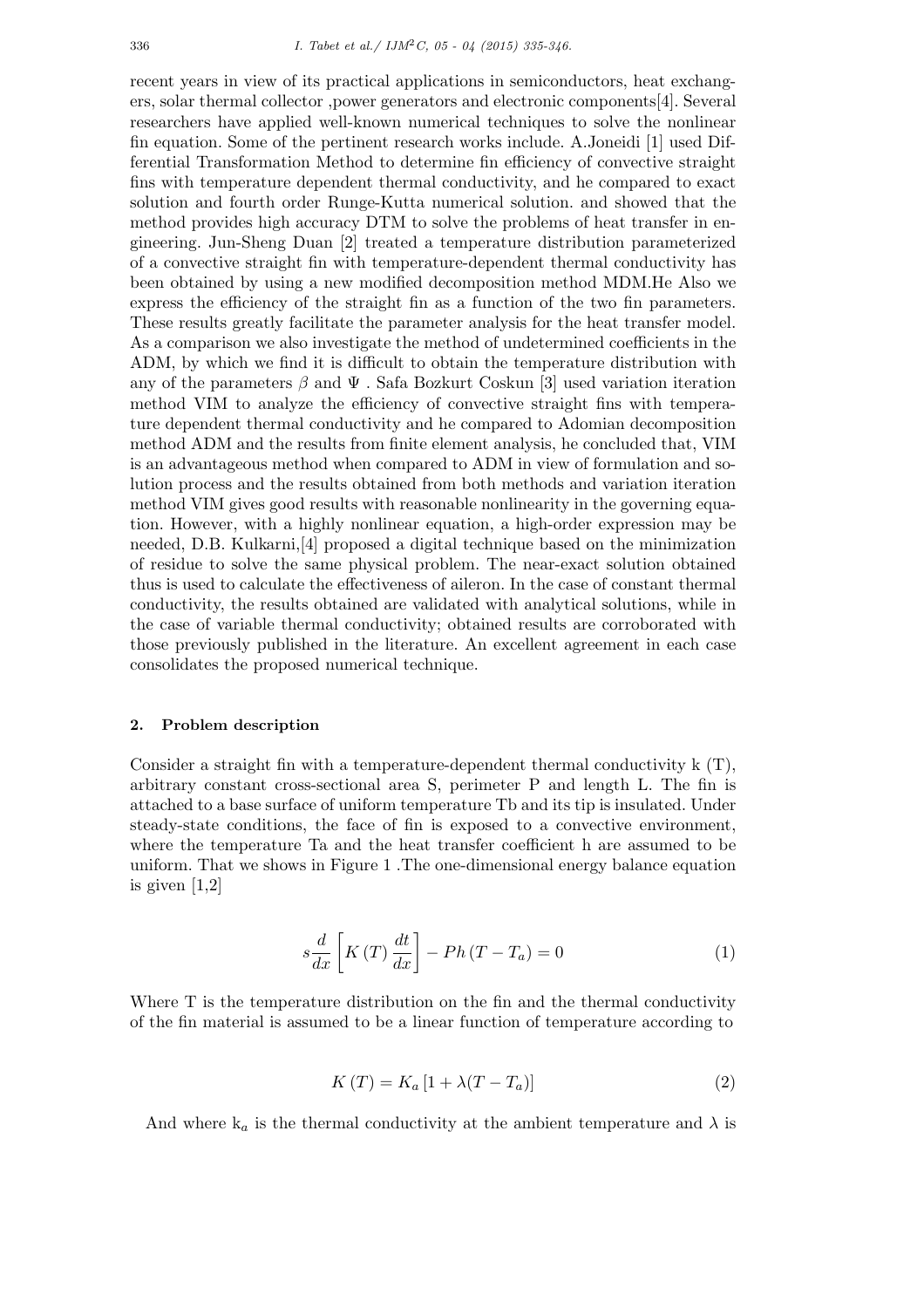recent years in view of its practical applications in semiconductors, heat exchangers, solar thermal collector ,power generators and electronic components[4]. Several researchers have applied well-known numerical techniques to solve the nonlinear fin equation. Some of the pertinent research works include. A.Joneidi [1] used Differential Transformation Method to determine fin efficiency of convective straight fins with temperature dependent thermal conductivity, and he compared to exact solution and fourth order Runge-Kutta numerical solution. and showed that the method provides high accuracy DTM to solve the problems of heat transfer in engineering. Jun-Sheng Duan [2] treated a temperature distribution parameterized of a convective straight fin with temperature-dependent thermal conductivity has been obtained by using a new modified decomposition method MDM.He Also we express the efficiency of the straight fin as a function of the two fin parameters. These results greatly facilitate the parameter analysis for the heat transfer model. As a comparison we also investigate the method of undetermined coefficients in the ADM, by which we find it is difficult to obtain the temperature distribution with any of the parameters $\beta$ and $\Psi$ . Safa Bozkurt Coskun [3] used variation iteration method VIM to analyze the efficiency of convective straight fins with temperature dependent thermal conductivity and he compared to Adomian decomposition method ADM and the results from finite element analysis, he concluded that, VIM is an advantageous method when compared to ADM in view of formulation and solution process and the results obtained from both methods and variation iteration method VIM gives good results with reasonable nonlinearity in the governing equation. However, with a highly nonlinear equation, a high-order expression may be needed, D.B. Kulkarni,[4] proposed a digital technique based on the minimization of residue to solve the same physical problem. The near-exact solution obtained thus is used to calculate the effectiveness of aileron. In the case of constant thermal conductivity, the results obtained are validated with analytical solutions, while in the case of variable thermal conductivity; obtained results are corroborated with those previously published in the literature. An excellent agreement in each case consolidates the proposed numerical technique.

## 2. Problem description

Consider a straight fin with a temperature-dependent thermal conductivity k (T), arbitrary constant cross-sectional area S, perimeter P and length L. The fin is attached to a base surface of uniform temperature Tb and its tip is insulated. Under steady-state conditions, the face of fin is exposed to a convective environment, where the temperature Ta and the heat transfer coefficient h are assumed to be uniform. That we shows in Figure 1 .The one-dimensional energy balance equation is given [1,2]

$$s\frac{d}{dx}\left[K\left(T\right)\frac{dt}{dx}\right]-Ph\left(T-T_{a}\right)=0 \tag{1}$$

Where T is the temperature distribution on the fin and the thermal conductivity of the fin material is assumed to be a linear function of temperature according to

$$K\left(T\right)=K_{a}\left[1+\lambda(T-T_{a})\right] \tag{2}$$

And where $k_a$ is the thermal conductivity at the ambient temperature and $\lambda$ is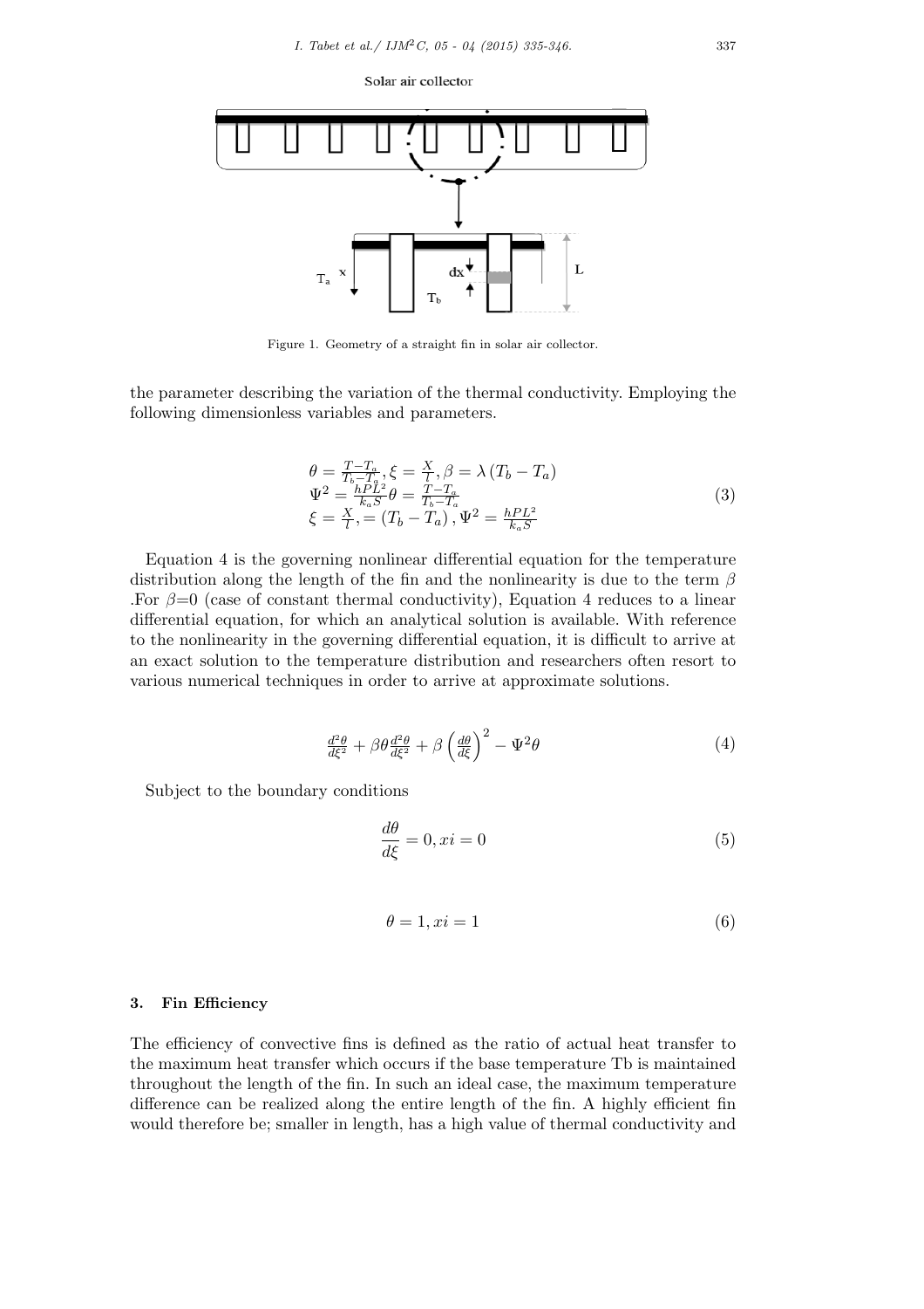Solar air collector

Figure 1. Geometry of a straight fin in solar air collector.

the parameter describing the variation of the thermal conductivity. Employing the following dimensionless variables and parameters.

$$
\begin{aligned}
&\theta = \frac{T-T_a}{T_b-T_a}, \xi = \frac{X}{l}, \beta = \lambda \left(T_b - T_a\right) \\
&\Psi^2 = \frac{hPL^2}{k_a S}\theta = \frac{T-T_a}{T_b-T_a} \\
&\xi = \frac{X}{l}, = \left(T_b - T_a\right), \Psi^2 = \frac{hPL^2}{k_a S}
\end{aligned}
\tag{3}
$$

Equation 4 is the governing nonlinear differential equation for the temperature distribution along the length of the fin and the nonlinearity is due to the term $\beta$ .For $\beta$=0 (case of constant thermal conductivity), Equation 4 reduces to a linear differential equation, for which an analytical solution is available. With reference to the nonlinearity in the governing differential equation, it is difficult to arrive at an exact solution to the temperature distribution and researchers often resort to various numerical techniques in order to arrive at approximate solutions.

$$
\frac{d^2\theta}{d\xi^2} + \beta\theta\frac{d^2\theta}{d\xi^2} + \beta\left(\frac{d\theta}{d\xi}\right)^2 - \Psi^2\theta \tag{4}
$$

Subject to the boundary conditions

$$
\frac{d\theta}{d\xi} = 0, xi = 0 \tag{5}
$$

$$
\theta = 1, xi = 1 \tag{6}
$$

## 3. Fin Efficiency

The efficiency of convective fins is defined as the ratio of actual heat transfer to the maximum heat transfer which occurs if the base temperature Tb is maintained throughout the length of the fin. In such an ideal case, the maximum temperature difference can be realized along the entire length of the fin. A highly efficient fin would therefore be; smaller in length, has a high value of thermal conductivity and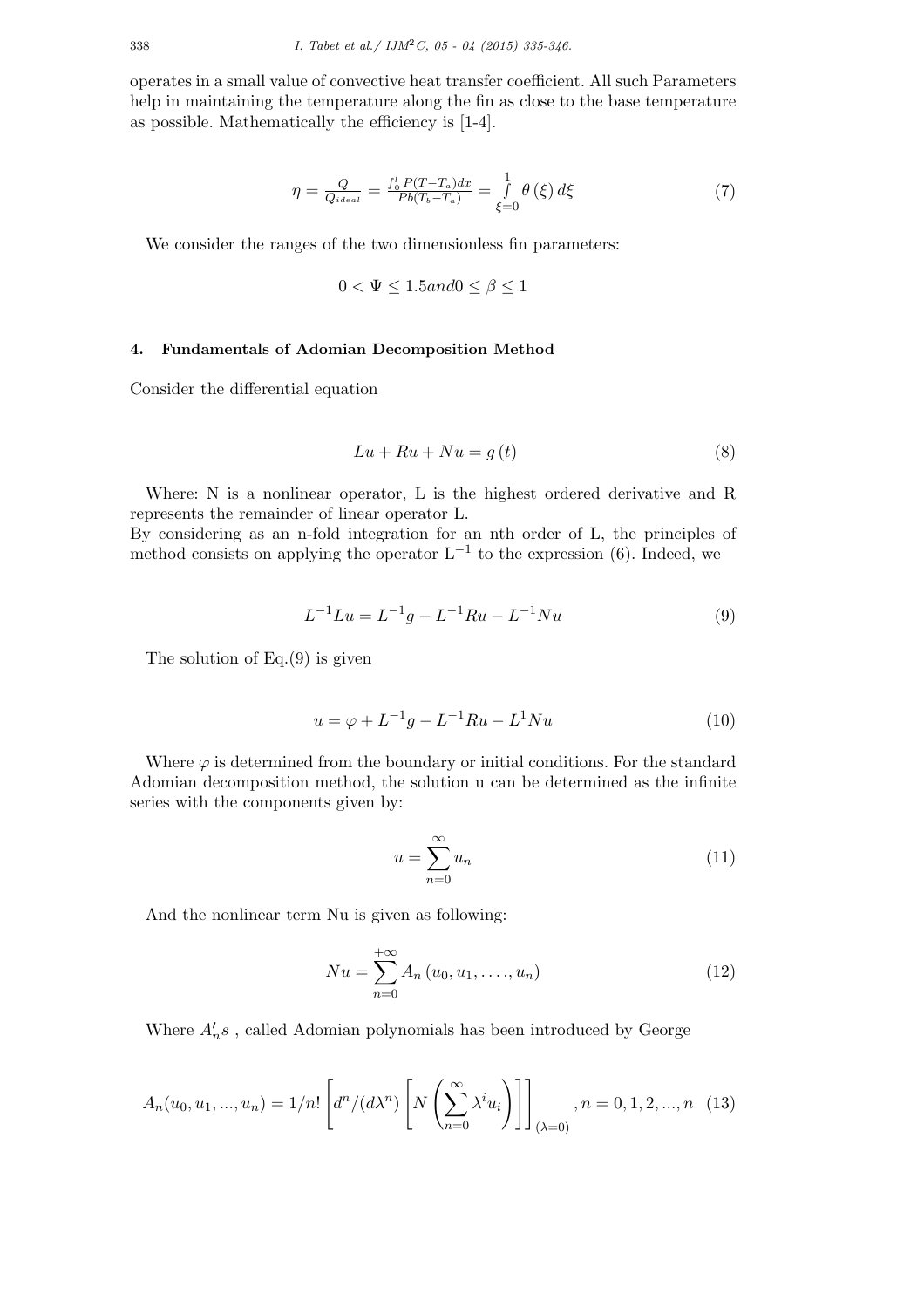operates in a small value of convective heat transfer coefficient. All such Parameters help in maintaining the temperature along the fin as close to the base temperature as possible. Mathematically the efficiency is [1-4].

$$\eta = \frac{Q}{Q_{ideal}} = \frac{\int_0^l P(T-T_a)dx}{Pb(T_b-T_a)} = \int_{\xi=0}^{1} \theta(\xi)\, d\xi \tag{7}$$

We consider the ranges of the two dimensionless fin parameters:

$$0 < \Psi \leq 1.5 and 0 \leq \beta \leq 1$$

## 4. Fundamentals of Adomian Decomposition Method

Consider the differential equation

$$Lu + Ru + Nu = g(t) \tag{8}$$

Where: N is a nonlinear operator, L is the highest ordered derivative and R represents the remainder of linear operator L.
By considering as an n-fold integration for an nth order of L, the principles of method consists on applying the operator $L^{-1}$ to the expression (6). Indeed, we

$$L^{-1}Lu = L^{-1}g - L^{-1}Ru - L^{-1}Nu \tag{9}$$

The solution of Eq.(9) is given

$$u = \varphi + L^{-1}g - L^{-1}Ru - L^{1}Nu \tag{10}$$

Where $\varphi$ is determined from the boundary or initial conditions. For the standard Adomian decomposition method, the solution u can be determined as the infinite series with the components given by:

$$u = \sum_{n=0}^{\infty} u_n \tag{11}$$

And the nonlinear term Nu is given as following:

$$Nu = \sum_{n=0}^{+\infty} A_n(u_0, u_1, \ldots, u_n) \tag{12}$$

Where $A_n' s$ , called Adomian polynomials has been introduced by George

$$A_n(u_0, u_1, ..., u_n) = 1/n! \left[ d^n/(d\lambda^n) \left[ N\left( \sum_{n=0}^{\infty} \lambda^i u_i \right) \right] \right]_{(\lambda=0)}, n = 0, 1, 2, ..., n \tag{13}$$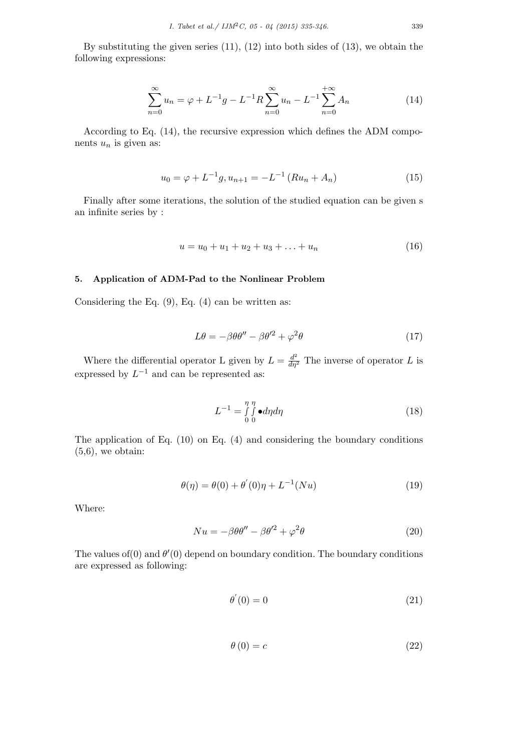By substituting the given series (11), (12) into both sides of (13), we obtain the following expressions:

$$\sum_{n=0}^{\infty} u_n = \varphi + L^{-1}g - L^{-1}R\sum_{n=0}^{\infty} u_n - L^{-1}\sum_{n=0}^{+\infty} A_n \tag{14}$$

According to Eq. (14), the recursive expression which defines the ADM components $u_n$ is given as:

$$u_0 = \varphi + L^{-1}g, u_{n+1} = -L^{-1}\left(Ru_n + A_n\right) \tag{15}$$

Finally after some iterations, the solution of the studied equation can be given s an infinite series by :

$$u = u_0 + u_1 + u_2 + u_3 + \ldots + u_n \tag{16}$$

## 5. Application of ADM-Pad to the Nonlinear Problem

Considering the Eq. (9), Eq. (4) can be written as:

$$L\theta = -\beta\theta\theta'' - \beta\theta'^2 + \varphi^2\theta \tag{17}$$

Where the differential operator L given by $L = \frac{d^2}{d\eta^2}$ The inverse of operator $L$ is expressed by $L^{-1}$ and can be represented as:

$$L^{-1} = \int_0^{\eta}\int_0^{\eta} \bullet d\eta d\eta \tag{18}$$

The application of Eq. (10) on Eq. (4) and considering the boundary conditions (5,6), we obtain:

$$\theta(\eta) = \theta(0) + \theta^{'}(0)\eta + L^{-1}(Nu) \tag{19}$$

Where:

$$Nu = -\beta\theta\theta'' - \beta\theta'^2 + \varphi^2\theta \tag{20}$$

The values of(0) and $\theta'(0)$ depend on boundary condition. The boundary conditions are expressed as following:

$$\theta^{'}(0) = 0 \tag{21}$$

$$\theta\left(0\right) = c \tag{22}$$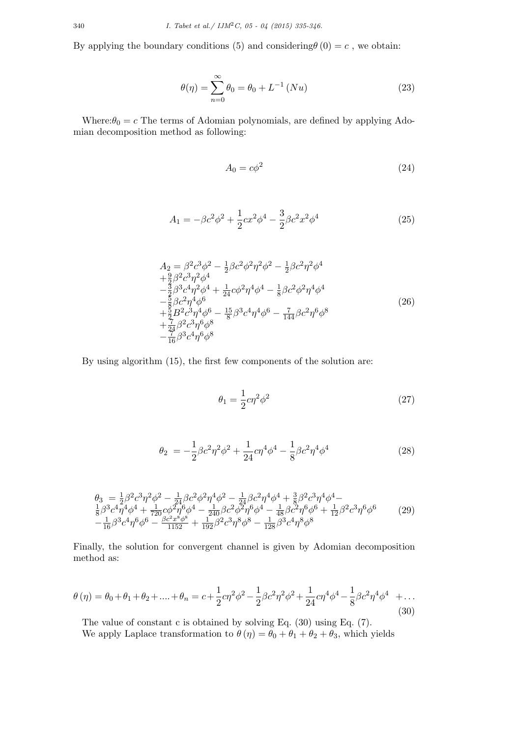By applying the boundary conditions (5) and considering$\theta(0) = c$ , we obtain:

$$\theta(\eta) = \sum_{n=0}^{\infty} \theta_0 = \theta_0 + L^{-1}(Nu) \tag{23}$$

Where:$\theta_0 = c$ The terms of Adomian polynomials, are defined by applying Adomian decomposition method as following:

$$A_0 = c\phi^2 \tag{24}$$

$$A_1 = -\beta c^2 \phi^2 + \frac{1}{2} c x^2 \phi^4 - \frac{3}{2} \beta c^2 x^2 \phi^4 \tag{25}$$

$$\begin{array}{l} A_2 = \beta^2 c^3 \phi^2 - \frac{1}{2}\beta c^2 \phi^2 \eta^2 \phi^2 - \frac{1}{2}\beta c^2 \eta^2 \phi^4 \\ +\frac{9}{2}\beta^2 c^3 \eta^2 \phi^4 \\ -\frac{3}{2}\beta^3 c^4 \eta^2 \phi^4 + \frac{1}{24} c\phi^2 \eta^4 \phi^4 - \frac{1}{8}\beta c^2 \phi^2 \eta^4 \phi^4 \\ -\frac{5}{8}\beta c^2 \eta^4 \phi^6 \\ +\frac{5}{2}B^2 c^3 \eta^4 \phi^6 - \frac{15}{8}\beta^3 c^4 \eta^4 \phi^6 - \frac{7}{144}\beta c^2 \eta^6 \phi^8 \\ +\frac{7}{24}\beta^2 c^3 \eta^6 \phi^8 \\ -\frac{7}{16}\beta^3 c^4 \eta^6 \phi^8 \end{array} \tag{26}$$

By using algorithm (15), the first few components of the solution are:

$$\theta_1 = \frac{1}{2} c\eta^2 \phi^2 \tag{27}$$

$$\theta_2 = -\frac{1}{2}\beta c^2 \eta^2 \phi^2 + \frac{1}{24} c\eta^4 \phi^4 - \frac{1}{8}\beta c^2 \eta^4 \phi^4 \tag{28}$$

$$\begin{array}{l} \theta_3 = \frac{1}{2}\beta^2 c^3 \eta^2 \phi^2 - \frac{1}{24}\beta c^2 \phi^2 \eta^4 \phi^2 - \frac{1}{24}\beta c^2 \eta^4 \phi^4 + \frac{3}{8}\beta^2 c^3 \eta^4 \phi^4 - \\ \frac{1}{8}\beta^3 c^4 \eta^4 \phi^4 + \frac{1}{720} c\phi^2 \eta^6 \phi^4 - \frac{1}{240}\beta c^2 \phi^2 \eta^6 \phi^4 - \frac{1}{48}\beta c^2 \eta^6 \phi^6 + \frac{1}{12}\beta^2 c^3 \eta^6 \phi^6 \\ -\frac{1}{16}\beta^3 c^4 \eta^6 \phi^6 - \frac{\beta c^2 x^8 \phi^8}{1152} + \frac{1}{192}\beta^2 c^3 \eta^8 \phi^8 - \frac{1}{128}\beta^3 c^4 \eta^8 \phi^8 \end{array} \tag{29}$$

Finally, the solution for convergent channel is given by Adomian decomposition method as:

$$\theta(\eta) = \theta_0 + \theta_1 + \theta_2 + .... + \theta_n = c + \frac{1}{2} c\eta^2 \phi^2 - \frac{1}{2}\beta c^2 \eta^2 \phi^2 + \frac{1}{24} c\eta^4 \phi^4 - \frac{1}{8}\beta c^2 \eta^4 \phi^4 \quad + \ldots \tag{30}$$

The value of constant c is obtained by solving Eq. (30) using Eq. (7).

We apply Laplace transformation to $\theta(\eta) = \theta_0 + \theta_1 + \theta_2 + \theta_3$, which yields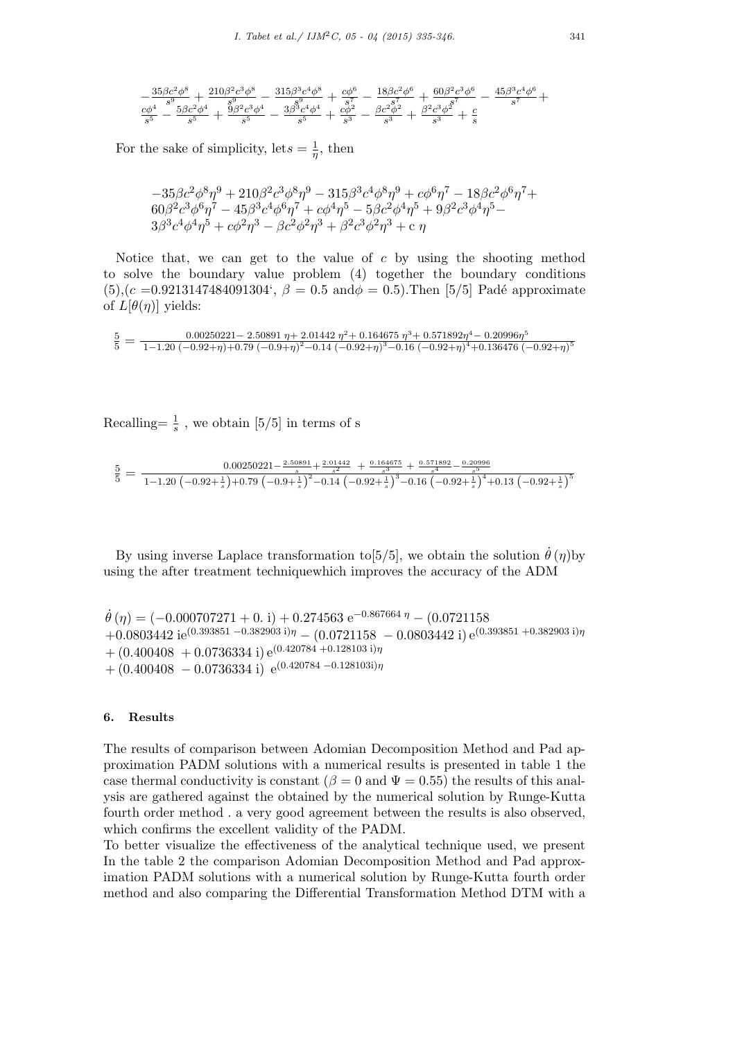$$-\frac{35\beta c^2\phi^8}{s^9}+\frac{210\beta^2c^3\phi^8}{s^9}-\frac{315\beta^3c^4\phi^8}{s^9}+\frac{c\phi^6}{s^7}-\frac{18\beta c^2\phi^6}{s^7}+\frac{60\beta^2c^3\phi^6}{s^7}-\frac{45\beta^3c^4\phi^6}{s^7}+\frac{c\phi^4}{s^5}-\frac{5\beta c^2\phi^4}{s^5}+\frac{9\beta^2c^3\phi^4}{s^5}-\frac{3\beta^3c^4\phi^4}{s^5}+\frac{c\phi^2}{s^3}-\frac{\beta c^2\phi^2}{s^3}+\frac{\beta^2c^3\phi^2}{s^3}+\frac{c}{s}$$

For the sake of simplicity, let$s=\frac{1}{\eta}$, then

$$-35\beta c^2\phi^8\eta^9+210\beta^2c^3\phi^8\eta^9-315\beta^3c^4\phi^8\eta^9+c\phi^6\eta^7-18\beta c^2\phi^6\eta^7+60\beta^2c^3\phi^6\eta^7-45\beta^3c^4\phi^6\eta^7+c\phi^4\eta^5-5\beta c^2\phi^4\eta^5+9\beta^2c^3\phi^4\eta^5-3\beta^3c^4\phi^4\eta^5+c\phi^2\eta^3-\beta c^2\phi^2\eta^3+\beta^2c^3\phi^2\eta^3+\mathrm{c}\ \eta$$

Notice that, we can get to the value of $c$ by using the shooting method to solve the boundary value problem (4) together the boundary conditions (5),($c$ =0.9213147484091304', $\beta=0.5$ and$\phi=0.5$).Then [5/5] Padé approximate of $L[\theta(\eta)]$ yields:

$$\frac{5}{5}=\frac{0.00250221-2.50891\,\eta+2.01442\,\eta^2+0.164675\,\eta^3+0.571892\eta^4-0.20996\eta^5}{1-1.20\,(-0.92+\eta)+0.79\,(-0.9+\eta)^2-0.14\,(-0.92+\eta)^3-0.16\,(-0.92+\eta)^4+0.136476\,(-0.92+\eta)^5}$$

Recalling$=\frac{1}{s}$ , we obtain [5/5] in terms of s

$$\frac{5}{5}=\frac{0.00250221-\frac{2.50891}{s}+\frac{2.01442}{s^2}+\frac{0.164675}{s^3}+\frac{0.571892}{s^4}-\frac{0.20996}{s^5}}{1-1.20\left(-0.92+\frac{1}{s}\right)+0.79\left(-0.9+\frac{1}{s}\right)^2-0.14\left(-0.92+\frac{1}{s}\right)^3-0.16\left(-0.92+\frac{1}{s}\right)^4+0.13\left(-0.92+\frac{1}{s}\right)^5}$$

By using inverse Laplace transformation to[5/5], we obtain the solution $\dot{\theta}\,(\eta)$by using the after treatment techniquewhich improves the accuracy of the ADM

$$\begin{aligned}\dot{\theta}\,(\eta)=&(-0.000707271+0.\ \mathrm{i})+0.274563\ \mathrm{e}^{-0.867664\ \eta}-(0.0721158\\&+0.0803442\ \mathrm{i}\mathrm{e}^{(0.393851\ -0.382903\ \mathrm{i})\eta}-(0.0721158\ -0.0803442\ \mathrm{i})\,\mathrm{e}^{(0.393851\ +0.382903\ \mathrm{i})\eta}\\&+(0.400408\ +0.0736334\ \mathrm{i})\,\mathrm{e}^{(0.420784\ +0.128103\ \mathrm{i})\eta}\\&+(0.400408\ -0.0736334\ \mathrm{i})\ \mathrm{e}^{(0.420784\ -0.128103\mathrm{i})\eta}\end{aligned}$$

## 6. Results

The results of comparison between Adomian Decomposition Method and Pad approximation PADM solutions with a numerical results is presented in table 1 the case thermal conductivity is constant ($\beta=0$ and $\Psi=0.55$) the results of this analysis are gathered against the obtained by the numerical solution by Runge-Kutta fourth order method . a very good agreement between the results is also observed, which confirms the excellent validity of the PADM.

To better visualize the effectiveness of the analytical technique used, we present In the table 2 the comparison Adomian Decomposition Method and Pad approximation PADM solutions with a numerical solution by Runge-Kutta fourth order method and also comparing the Differential Transformation Method DTM with a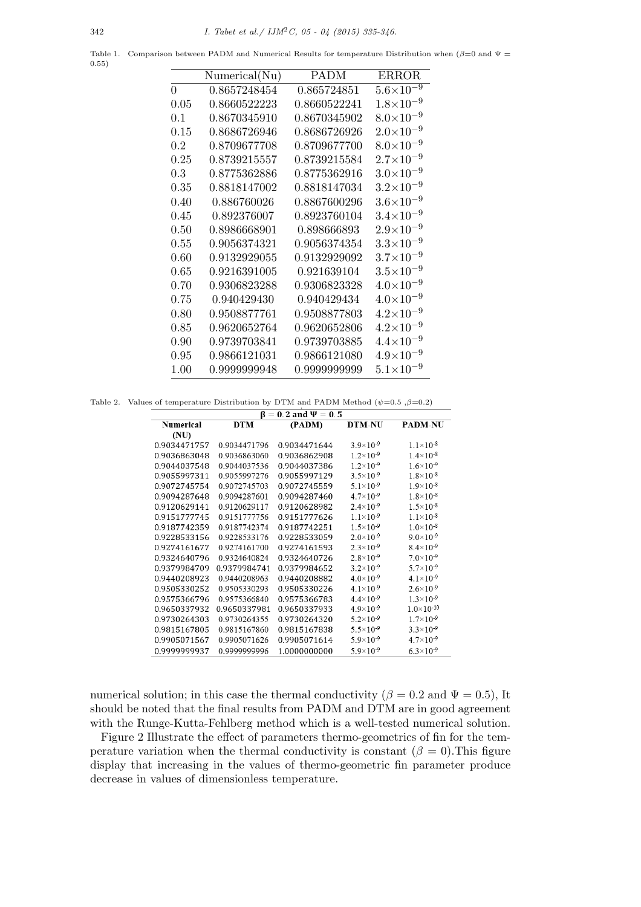Table 1. Comparison between PADM and Numerical Results for temperature Distribution when ($\beta$=0 and $\Psi$ = 0.55)

| | Numerical(Nu) | PADM | ERROR |
|---|---|---|---|
| 0 | 0.8657248454 | 0.865724851 | $5.6\times10^{-9}$ |
| 0.05 | 0.8660522223 | 0.8660522241 | $1.8\times10^{-9}$ |
| 0.1 | 0.8670345910 | 0.8670345902 | $8.0\times10^{-9}$ |
| 0.15 | 0.8686726946 | 0.8686726926 | $2.0\times10^{-9}$ |
| 0.2 | 0.8709677708 | 0.8709677700 | $8.0\times10^{-9}$ |
| 0.25 | 0.8739215557 | 0.8739215584 | $2.7\times10^{-9}$ |
| 0.3 | 0.8775362886 | 0.8775362916 | $3.0\times10^{-9}$ |
| 0.35 | 0.8818147002 | 0.8818147034 | $3.2\times10^{-9}$ |
| 0.40 | 0.886760026 | 0.8867600296 | $3.6\times10^{-9}$ |
| 0.45 | 0.892376007 | 0.8923760104 | $3.4\times10^{-9}$ |
| 0.50 | 0.8986668901 | 0.898666893 | $2.9\times10^{-9}$ |
| 0.55 | 0.9056374321 | 0.9056374354 | $3.3\times10^{-9}$ |
| 0.60 | 0.9132929055 | 0.9132929092 | $3.7\times10^{-9}$ |
| 0.65 | 0.9216391005 | 0.921639104 | $3.5\times10^{-9}$ |
| 0.70 | 0.9306823288 | 0.9306823328 | $4.0\times10^{-9}$ |
| 0.75 | 0.940429430 | 0.940429434 | $4.0\times10^{-9}$ |
| 0.80 | 0.9508877761 | 0.9508877803 | $4.2\times10^{-9}$ |
| 0.85 | 0.9620652764 | 0.9620652806 | $4.2\times10^{-9}$ |
| 0.90 | 0.9739703841 | 0.9739703885 | $4.4\times10^{-9}$ |
| 0.95 | 0.9866121031 | 0.9866121080 | $4.9\times10^{-9}$ |
| 1.00 | 0.9999999948 | 0.9999999999 | $5.1\times10^{-9}$ |

Table 2. Values of temperature Distribution by DTM and PADM Method ($\psi$=0.5 ,$\beta$=0.2)

| $\beta = 0.2$ and $\Psi = 0.5$ | | | | |
|---|---|---|---|---|
| **Numerical (NU)** | **DTM** | **(PADM)** | **DTM-NU** | **PADM-NU** |
| 0.9034471757 | 0.9034471796 | 0.9034471644 | $3.9\times10^{-9}$ | $1.1\times10^{-8}$ |
| 0.9036863048 | 0.9036863060 | 0.9036862908 | $1.2\times10^{-9}$ | $1.4\times10^{-8}$ |
| 0.9044037548 | 0.9044037536 | 0.9044037386 | $1.2\times10^{-9}$ | $1.6\times10^{-9}$ |
| 0.9055997311 | 0.9055997276 | 0.9055997129 | $3.5\times10^{-9}$ | $1.8\times10^{-8}$ |
| 0.9072745754 | 0.9072745703 | 0.9072745559 | $5.1\times10^{-9}$ | $1.9\times10^{-8}$ |
| 0.9094287648 | 0.9094287601 | 0.9094287460 | $4.7\times10^{-9}$ | $1.8\times10^{-8}$ |
| 0.9120629141 | 0.9120629117 | 0.9120628982 | $2.4\times10^{-9}$ | $1.5\times10^{-8}$ |
| 0.9151777745 | 0.9151777756 | 0.9151777626 | $1.1\times10^{-9}$ | $1.1\times10^{-8}$ |
| 0.9187742359 | 0.9187742374 | 0.9187742251 | $1.5\times10^{-9}$ | $1.0\times10^{-8}$ |
| 0.9228533156 | 0.9228533176 | 0.9228533059 | $2.0\times10^{-9}$ | $9.0\times10^{-9}$ |
| 0.9274161677 | 0.9274161700 | 0.9274161593 | $2.3\times10^{-9}$ | $8.4\times10^{-9}$ |
| 0.9324640796 | 0.9324640824 | 0.9324640726 | $2.8\times10^{-9}$ | $7.0\times10^{-9}$ |
| 0.9379984709 | 0.9379984741 | 0.9379984652 | $3.2\times10^{-9}$ | $5.7\times10^{-9}$ |
| 0.9440208923 | 0.9440208963 | 0.9440208882 | $4.0\times10^{-9}$ | $4.1\times10^{-9}$ |
| 0.9505330252 | 0.9505330293 | 0.9505330226 | $4.1\times10^{-9}$ | $2.6\times10^{-9}$ |
| 0.9575366796 | 0.9575366840 | 0.9575366783 | $4.4\times10^{-9}$ | $1.3\times10^{-9}$ |
| 0.9650337932 | 0.9650337981 | 0.9650337933 | $4.9\times10^{-9}$ | $1.0\times10^{-10}$ |
| 0.9730264303 | 0.9730264355 | 0.9730264320 | $5.2\times10^{-9}$ | $1.7\times10^{-9}$ |
| 0.9815167805 | 0.9815167860 | 0.9815167838 | $5.5\times10^{-9}$ | $3.3\times10^{-9}$ |
| 0.9905071567 | 0.9905071626 | 0.9905071614 | $5.9\times10^{-9}$ | $4.7\times10^{-9}$ |
| 0.9999999937 | 0.9999999996 | 1.0000000000 | $5.9\times10^{-9}$ | $6.3\times10^{-9}$ |

numerical solution; in this case the thermal conductivity ($\beta = 0.2$ and $\Psi = 0.5$), It should be noted that the final results from PADM and DTM are in good agreement with the Runge-Kutta-Fehlberg method which is a well-tested numerical solution.

Figure 2 Illustrate the effect of parameters thermo-geometrics of fin for the temperature variation when the thermal conductivity is constant ($\beta = 0$).This figure display that increasing in the values of thermo-geometric fin parameter produce decrease in values of dimensionless temperature.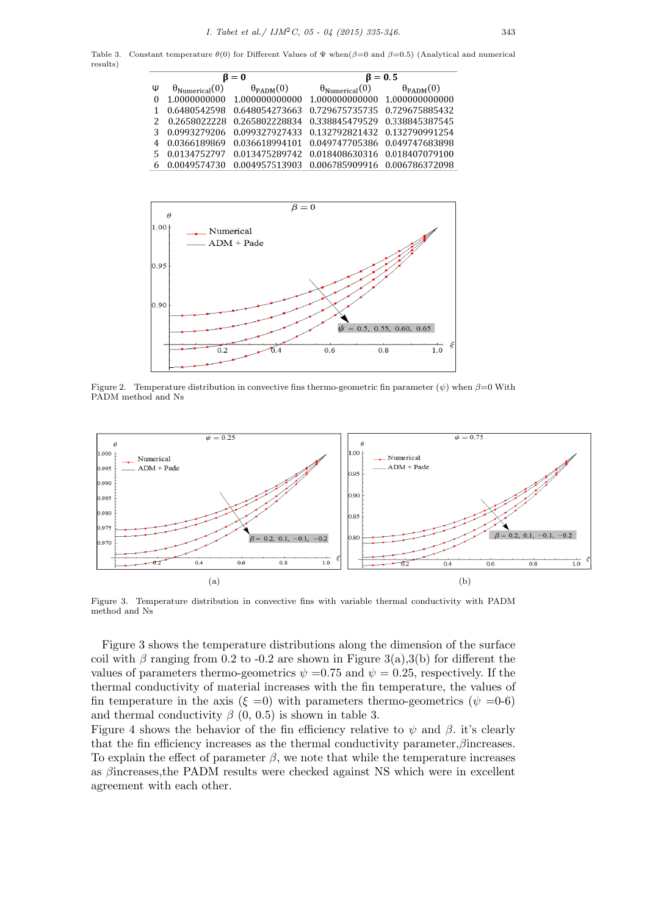Table 3. Constant temperature $\theta(0)$ for Different Values of $\Psi$ when($\beta$=0 and $\beta$=0.5) (Analytical and numerical results)

| | $\beta = 0$ | | $\beta = 0.5$ | |
|---|---|---|---|---|
| $\Psi$ | $\theta_{Numerical}(0)$ | $\theta_{PADM}(0)$ | $\theta_{Numerical}(0)$ | $\theta_{PADM}(0)$ |
| 0 | 1.0000000000 | 1.000000000000 | 1.000000000000 | 1.000000000000 |
| 1 | 0.6480542598 | 0.648054273663 | 0.729675735735 | 0.729675885432 |
| 2 | 0.2658022228 | 0.265802228834 | 0.338845479529 | 0.338845387545 |
| 3 | 0.0993279206 | 0.099327927433 | 0.132792821432 | 0.132790991254 |
| 4 | 0.0366189869 | 0.036618994101 | 0.049747705386 | 0.049747683898 |
| 5 | 0.0134752797 | 0.013475289742 | 0.018408630316 | 0.018407079100 |
| 6 | 0.0049574730 | 0.004957513903 | 0.006785909916 | 0.006786372098 |

Figure 2. Temperature distribution in convective fins thermo-geometric fin parameter ($\psi$) when $\beta$=0 With PADM method and Ns

(a)

(b)

Figure 3. Temperature distribution in convective fins with variable thermal conductivity with PADM method and Ns

Figure 3 shows the temperature distributions along the dimension of the surface coil with $\beta$ ranging from 0.2 to -0.2 are shown in Figure 3(a),3(b) for different the values of parameters thermo-geometrics $\psi$ =0.75 and $\psi$ = 0.25, respectively. If the thermal conductivity of material increases with the fin temperature, the values of fin temperature in the axis ($\xi$ =0) with parameters thermo-geometrics ($\psi$ =0-6) and thermal conductivity $\beta$ (0, 0.5) is shown in table 3.
Figure 4 shows the behavior of the fin efficiency relative to $\psi$ and $\beta$. it's clearly that the fin efficiency increases as the thermal conductivity parameter,$\beta$increases. To explain the effect of parameter $\beta$, we note that while the temperature increases as $\beta$increases,the PADM results were checked against NS which were in excellent agreement with each other.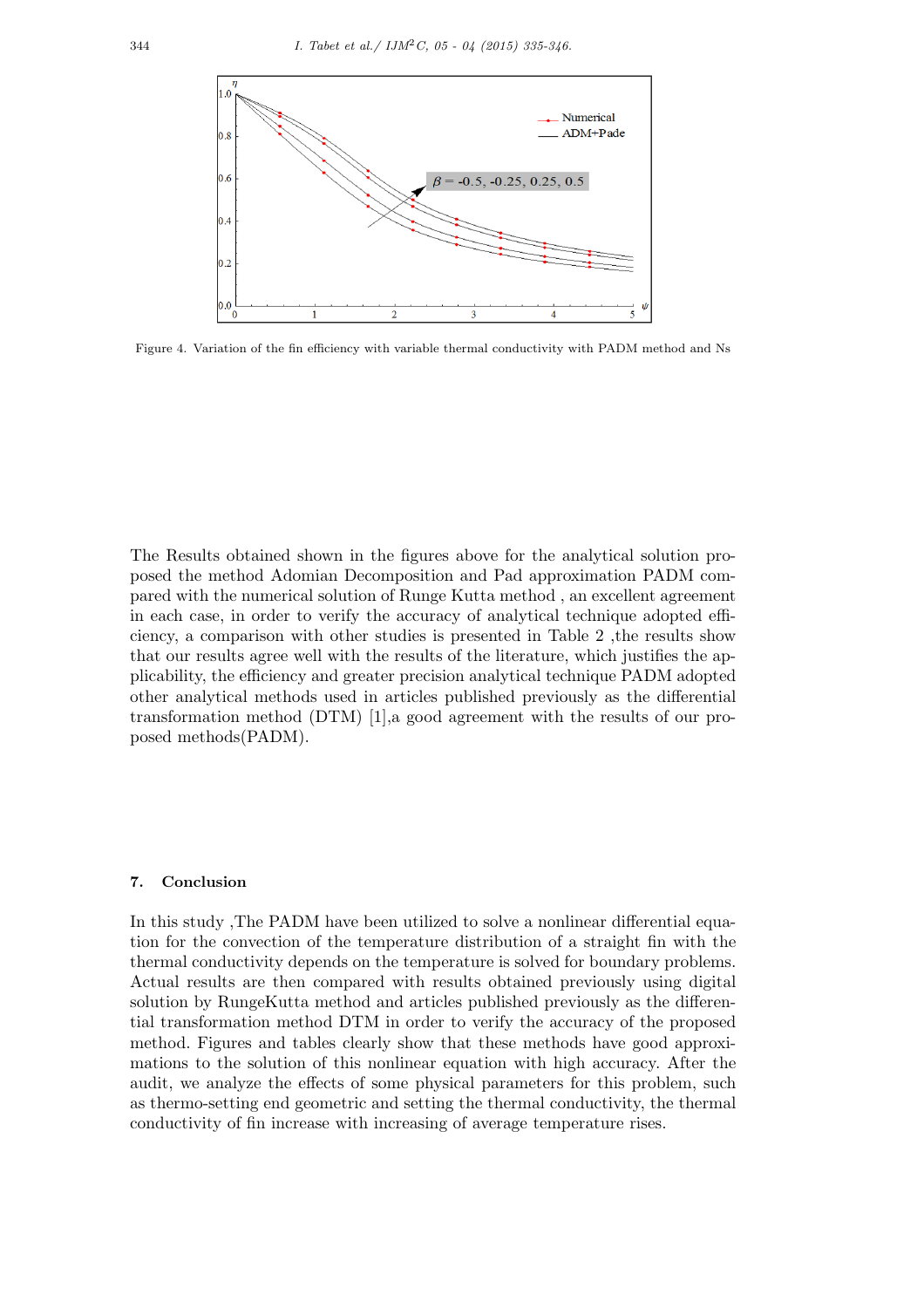Figure 4. Variation of the fin efficiency with variable thermal conductivity with PADM method and Ns

The Results obtained shown in the figures above for the analytical solution proposed the method Adomian Decomposition and Pad approximation PADM compared with the numerical solution of Runge Kutta method , an excellent agreement in each case, in order to verify the accuracy of analytical technique adopted efficiency, a comparison with other studies is presented in Table 2 ,the results show that our results agree well with the results of the literature, which justifies the applicability, the efficiency and greater precision analytical technique PADM adopted other analytical methods used in articles published previously as the differential transformation method (DTM) [1],a good agreement with the results of our proposed methods(PADM).

## 7. Conclusion

In this study ,The PADM have been utilized to solve a nonlinear differential equation for the convection of the temperature distribution of a straight fin with the thermal conductivity depends on the temperature is solved for boundary problems. Actual results are then compared with results obtained previously using digital solution by RungeKutta method and articles published previously as the differential transformation method DTM in order to verify the accuracy of the proposed method. Figures and tables clearly show that these methods have good approximations to the solution of this nonlinear equation with high accuracy. After the audit, we analyze the effects of some physical parameters for this problem, such as thermo-setting end geometric and setting the thermal conductivity, the thermal conductivity of fin increase with increasing of average temperature rises.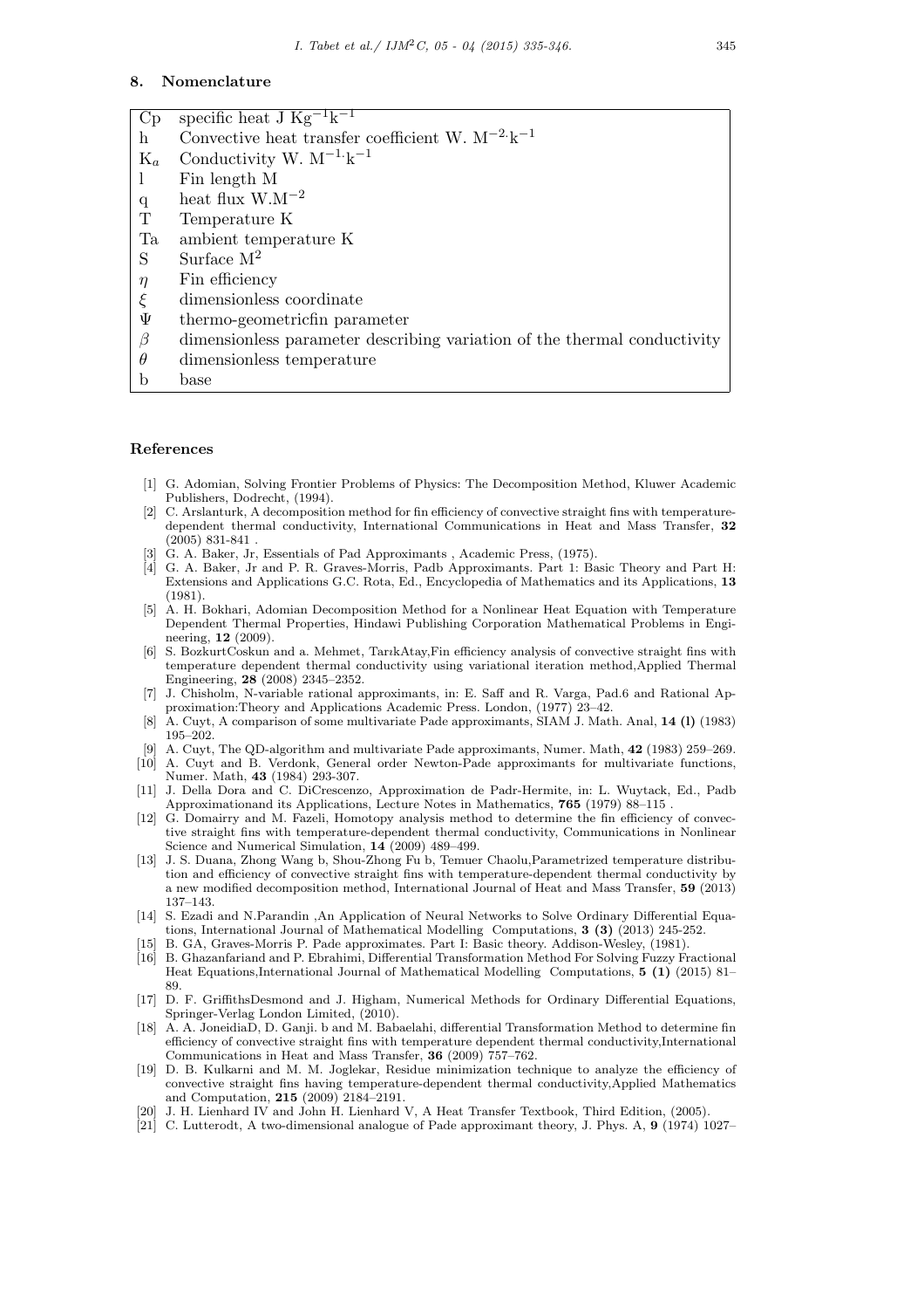## 8. Nomenclature

| | |
|---|---|
| Cp | specific heat J $Kg^{-1}k^{-1}$ |
| h | Convective heat transfer coefficient W. $M^{-2}\cdot k^{-1}$ |
| $K_a$ | Conductivity W. $M^{-1}\cdot k^{-1}$ |
| l | Fin length M |
| q | heat flux W.$M^{-2}$ |
| T | Temperature K |
| Ta | ambient temperature K |
| S | Surface $M^2$ |
| $\eta$ | Fin efficiency |
| $\xi$ | dimensionless coordinate |
| $\Psi$ | thermo-geometricfin parameter |
| $\beta$ | dimensionless parameter describing variation of the thermal conductivity |
| $\theta$ | dimensionless temperature |
| b | base |

## References

[1] G. Adomian, Solving Frontier Problems of Physics: The Decomposition Method, Kluwer Academic Publishers, Dodrecht, (1994).

[2] C. Arslanturk, A decomposition method for fin efficiency of convective straight fins with temperature-dependent thermal conductivity, International Communications in Heat and Mass Transfer, **32** (2005) 831-841 .

[3] G. A. Baker, Jr, Essentials of Pad Approximants , Academic Press, (1975).

[4] G. A. Baker, Jr and P. R. Graves-Morris, Padb Approximants. Part 1: Basic Theory and Part H: Extensions and Applications G.C. Rota, Ed., Encyclopedia of Mathematics and its Applications, **13** (1981).

[5] A. H. Bokhari, Adomian Decomposition Method for a Nonlinear Heat Equation with Temperature Dependent Thermal Properties, Hindawi Publishing Corporation Mathematical Problems in Engineering, **12** (2009).

[6] S. BozkurtCoskun and a. Mehmet, TarıkAtay,Fin efficiency analysis of convective straight fins with temperature dependent thermal conductivity using variational iteration method,Applied Thermal Engineering, **28** (2008) 2345–2352.

[7] J. Chisholm, N-variable rational approximants, in: E. Saff and R. Varga, Pad.6 and Rational Approximation:Theory and Applications Academic Press. London, (1977) 23–42.

[8] A. Cuyt, A comparison of some multivariate Pade approximants, SIAM J. Math. Anal, **14 (l)** (1983) 195–202.

[9] A. Cuyt, The QD-algorithm and multivariate Pade approximants, Numer. Math, **42** (1983) 259–269.

[10] A. Cuyt and B. Verdonk, General order Newton-Pade approximants for multivariate functions, Numer. Math, **43** (1984) 293-307.

[11] J. Della Dora and C. DiCrescenzo, Approximation de Padr-Hermite, in: L. Wuytack, Ed., Padb Approximationand its Applications, Lecture Notes in Mathematics, **765** (1979) 88–115 .

[12] G. Domairry and M. Fazeli, Homotopy analysis method to determine the fin efficiency of convective straight fins with temperature-dependent thermal conductivity, Communications in Nonlinear Science and Numerical Simulation, **14** (2009) 489–499.

[13] J. S. Duana, Zhong Wang b, Shou-Zhong Fu b, Temuer Chaolu,Parametrized temperature distribution and efficiency of convective straight fins with temperature-dependent thermal conductivity by a new modified decomposition method, International Journal of Heat and Mass Transfer, **59** (2013) 137–143.

[14] S. Ezadi and N.Parandin ,An Application of Neural Networks to Solve Ordinary Differential Equations, International Journal of Mathematical Modelling Computations, **3 (3)** (2013) 245-252.

[15] B. GA, Graves-Morris P. Pade approximates. Part I: Basic theory. Addison-Wesley, (1981).

[16] B. Ghazanfariand and P. Ebrahimi, Differential Transformation Method For Solving Fuzzy Fractional Heat Equations,International Journal of Mathematical Modelling Computations, **5 (1)** (2015) 81–89.

[17] D. F. GriffithsDesmond and J. Higham, Numerical Methods for Ordinary Differential Equations, Springer-Verlag London Limited, (2010).

[18] A. A. JoneidiaD, D. Ganji. b and M. Babaelahi, differential Transformation Method to determine fin efficiency of convective straight fins with temperature dependent thermal conductivity,International Communications in Heat and Mass Transfer, **36** (2009) 757–762.

[19] D. B. Kulkarni and M. M. Joglekar, Residue minimization technique to analyze the efficiency of convective straight fins having temperature-dependent thermal conductivity,Applied Mathematics and Computation, **215** (2009) 2184–2191.

[20] J. H. Lienhard IV and John H. Lienhard V, A Heat Transfer Textbook, Third Edition, (2005).

[21] C. Lutterodt, A two-dimensional analogue of Pade approximant theory, J. Phys. A, **9** (1974) 1027–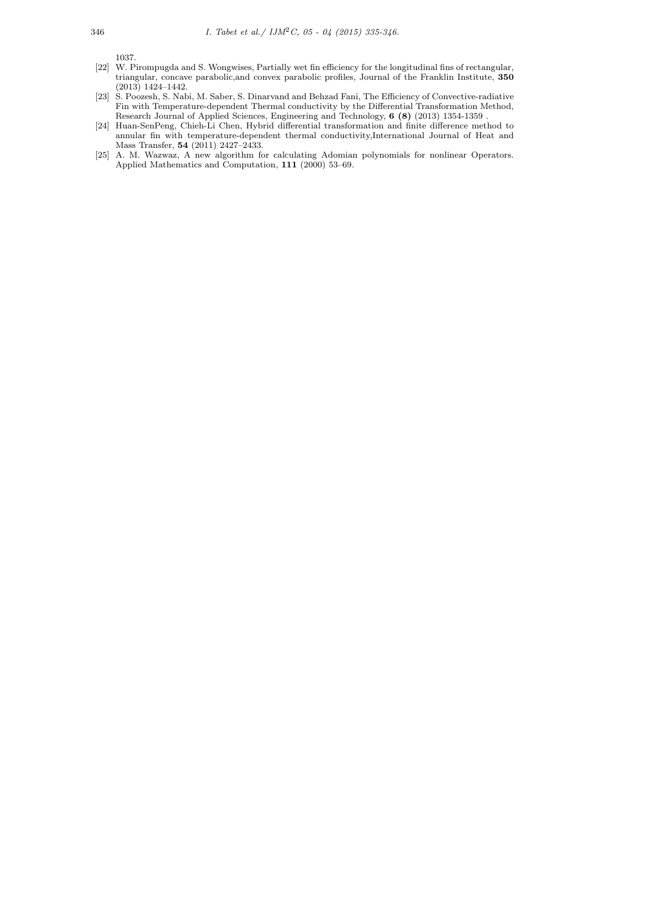1037.

[22] W. Pirompugda and S. Wongwises, Partially wet fin efficiency for the longitudinal fins of rectangular, triangular, concave parabolic,and convex parabolic profiles, Journal of the Franklin Institute, **350** (2013) 1424–1442.

[23] S. Poozesh, S. Nabi, M. Saber, S. Dinarvand and Behzad Fani, The Efficiency of Convective-radiative Fin with Temperature-dependent Thermal conductivity by the Differential Transformation Method, Research Journal of Applied Sciences, Engineering and Technology, **6 (8)** (2013) 1354-1359 .

[24] Huan-SenPeng, Chieh-Li Chen, Hybrid differential transformation and finite difference method to annular fin with temperature-dependent thermal conductivity,International Journal of Heat and Mass Transfer, **54** (2011) 2427–2433.

[25] A. M. Wazwaz, A new algorithm for calculating Adomian polynomials for nonlinear Operators. Applied Mathematics and Computation, **111** (2000) 53–69.